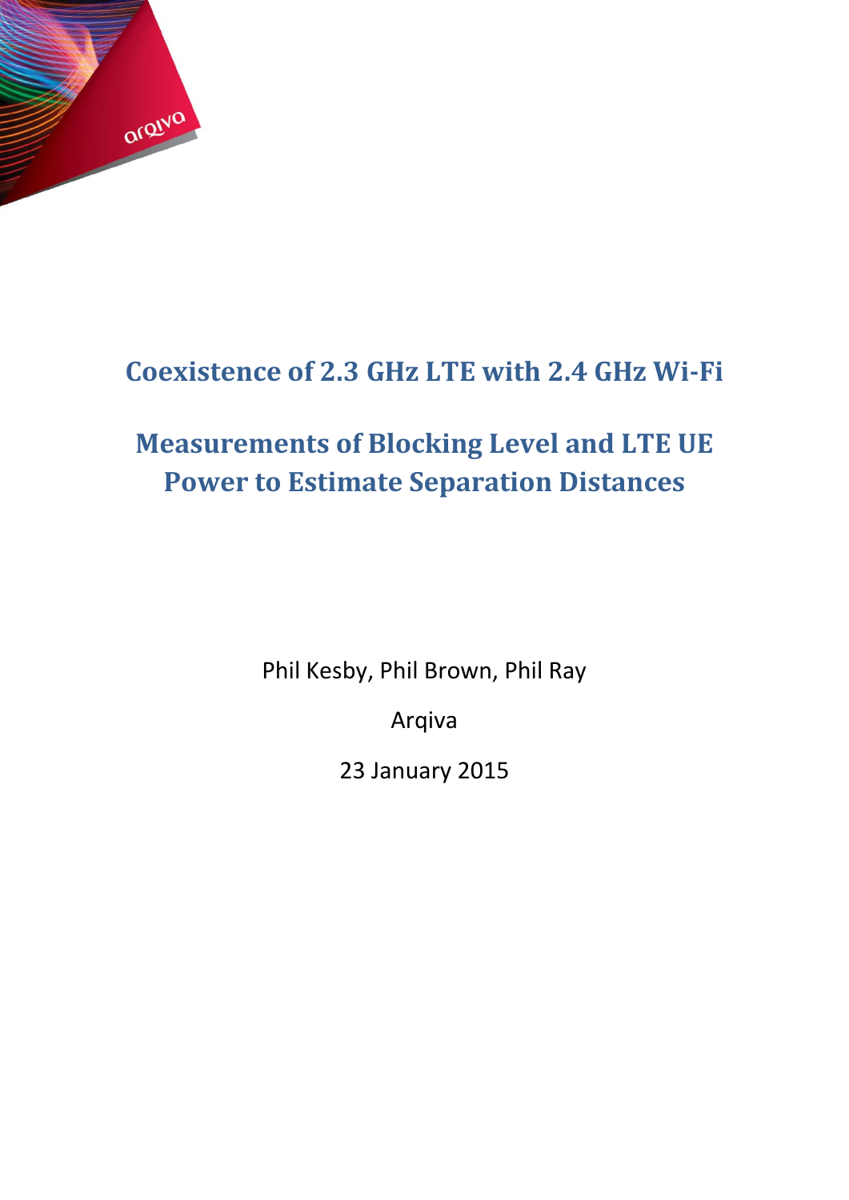# Coexistence of 2.3 GHz LTE with 2.4 GHz Wi-Fi

# Measurements of Blocking Level and LTE UE Power to Estimate Separation Distances

Phil Kesby, Phil Brown, Phil Ray

Arqiva

23 January 2015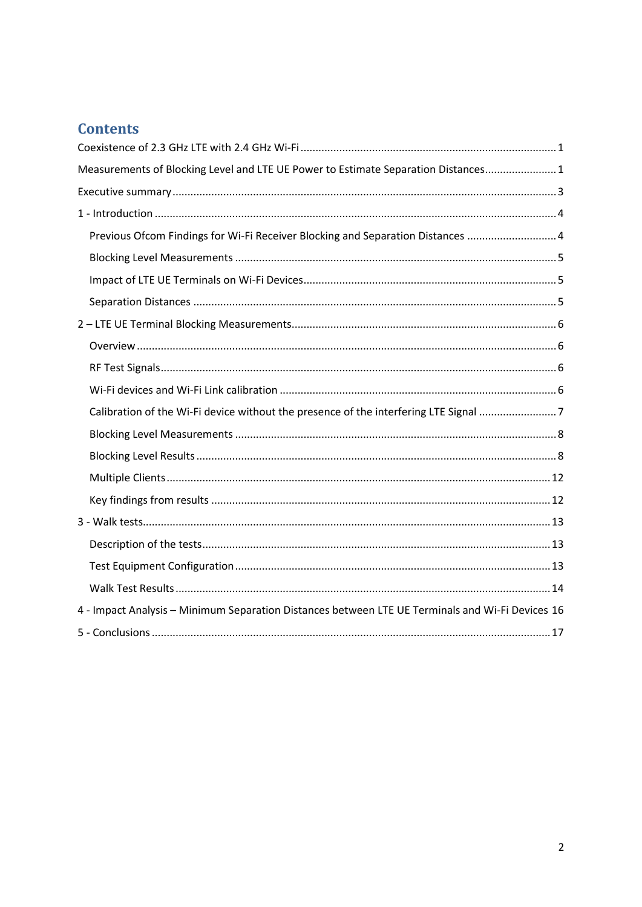# Contents

Coexistence of 2.3 GHz LTE with 2.4 GHz Wi-Fi ........................................................................................ 1

Measurements of Blocking Level and LTE UE Power to Estimate Separation Distances........................ 1

Executive summary ................................................................................................................................ 3

1 - Introduction ....................................................................................................................................... 4

- Previous Ofcom Findings for Wi-Fi Receiver Blocking and Separation Distances .............................. 4
- Blocking Level Measurements ........................................................................................................... 5
- Impact of LTE UE Terminals on Wi-Fi Devices.................................................................................... 5
- Separation Distances ......................................................................................................................... 5

2 – LTE UE Terminal Blocking Measurements........................................................................................ 6

- Overview ........................................................................................................................................... 6
- RF Test Signals.................................................................................................................................... 6
- Wi-Fi devices and Wi-Fi Link calibration ............................................................................................ 6
- Calibration of the Wi-Fi device without the presence of the interfering LTE Signal .......................... 7
- Blocking Level Measurements ........................................................................................................... 8
- Blocking Level Results ....................................................................................................................... 8
- Multiple Clients ................................................................................................................................ 12
- Key findings from results ................................................................................................................. 12

3 - Walk tests......................................................................................................................................... 13

- Description of the tests.................................................................................................................... 13
- Test Equipment Configuration ......................................................................................................... 13
- Walk Test Results ............................................................................................................................. 14

4 - Impact Analysis – Minimum Separation Distances between LTE UE Terminals and Wi-Fi Devices 16

5 - Conclusions ..................................................................................................................................... 17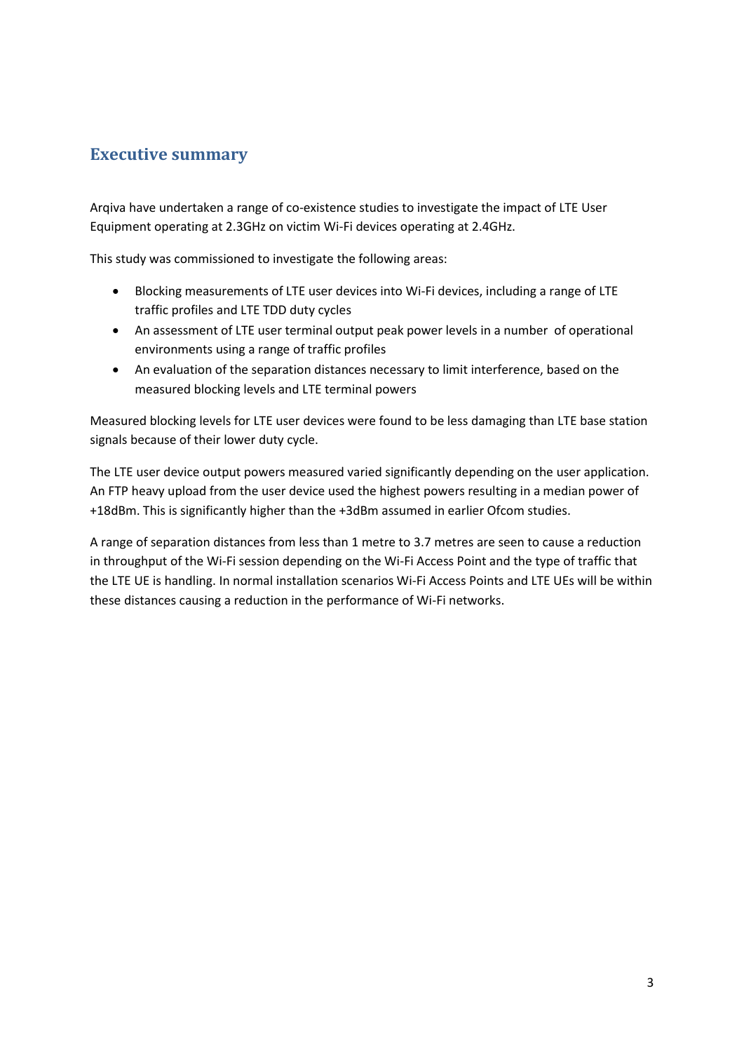## Executive summary

Arqiva have undertaken a range of co-existence studies to investigate the impact of LTE User Equipment operating at 2.3GHz on victim Wi-Fi devices operating at 2.4GHz.

This study was commissioned to investigate the following areas:

- Blocking measurements of LTE user devices into Wi-Fi devices, including a range of LTE traffic profiles and LTE TDD duty cycles
- An assessment of LTE user terminal output peak power levels in a number of operational environments using a range of traffic profiles
- An evaluation of the separation distances necessary to limit interference, based on the measured blocking levels and LTE terminal powers

Measured blocking levels for LTE user devices were found to be less damaging than LTE base station signals because of their lower duty cycle.

The LTE user device output powers measured varied significantly depending on the user application. An FTP heavy upload from the user device used the highest powers resulting in a median power of +18dBm. This is significantly higher than the +3dBm assumed in earlier Ofcom studies.

A range of separation distances from less than 1 metre to 3.7 metres are seen to cause a reduction in throughput of the Wi-Fi session depending on the Wi-Fi Access Point and the type of traffic that the LTE UE is handling. In normal installation scenarios Wi-Fi Access Points and LTE UEs will be within these distances causing a reduction in the performance of Wi-Fi networks.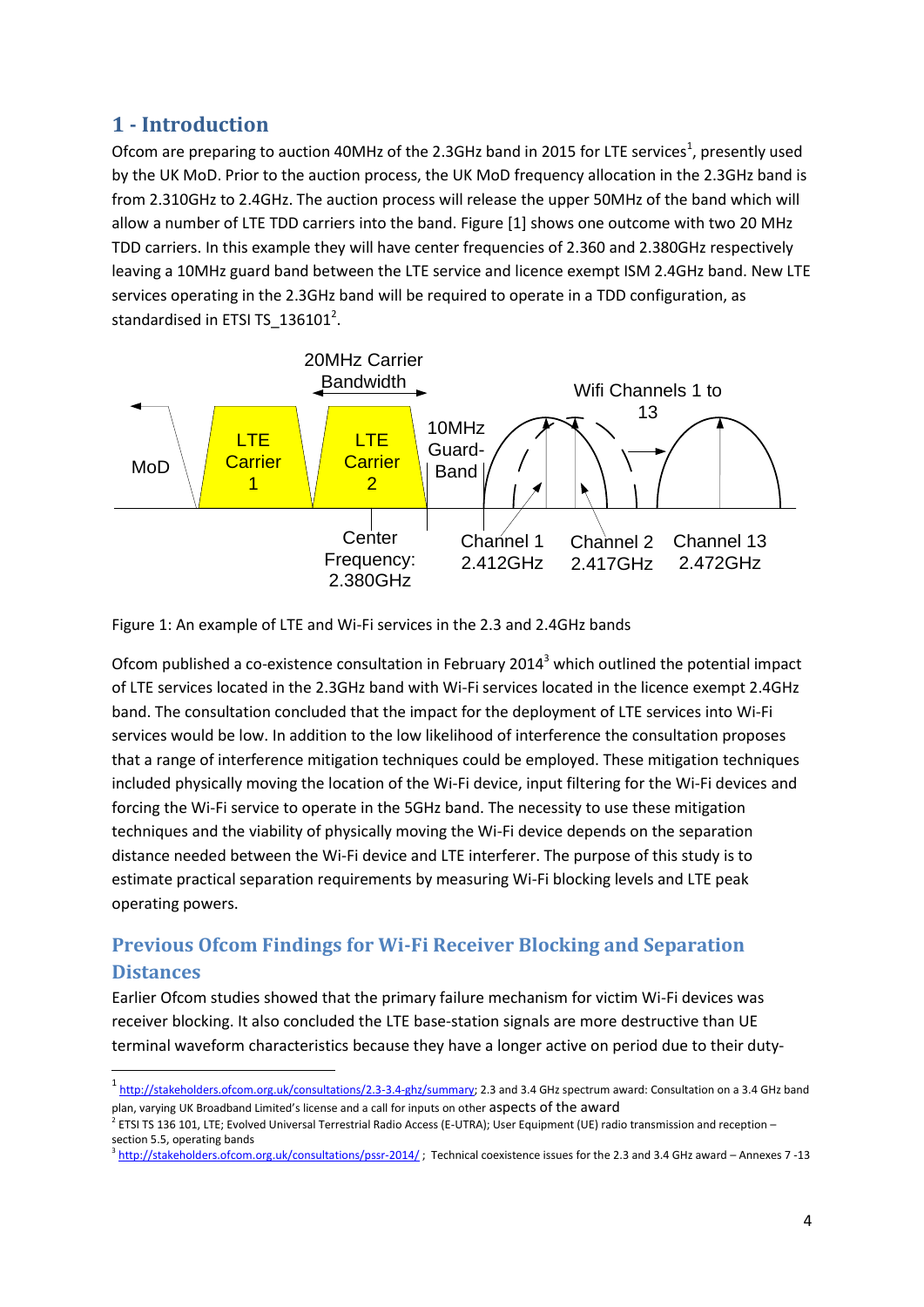# 1 - Introduction

Ofcom are preparing to auction 40MHz of the 2.3GHz band in 2015 for LTE services[1], presently used by the UK MoD. Prior to the auction process, the UK MoD frequency allocation in the 2.3GHz band is from 2.310GHz to 2.4GHz. The auction process will release the upper 50MHz of the band which will allow a number of LTE TDD carriers into the band. Figure [1] shows one outcome with two 20 MHz TDD carriers. In this example they will have center frequencies of 2.360 and 2.380GHz respectively leaving a 10MHz guard band between the LTE service and licence exempt ISM 2.4GHz band. New LTE services operating in the 2.3GHz band will be required to operate in a TDD configuration, as standardised in ETSI TS_136101[2].

Figure 1: An example of LTE and Wi-Fi services in the 2.3 and 2.4GHz bands

Ofcom published a co-existence consultation in February 2014[3] which outlined the potential impact of LTE services located in the 2.3GHz band with Wi-Fi services located in the licence exempt 2.4GHz band. The consultation concluded that the impact for the deployment of LTE services into Wi-Fi services would be low. In addition to the low likelihood of interference the consultation proposes that a range of interference mitigation techniques could be employed. These mitigation techniques included physically moving the location of the Wi-Fi device, input filtering for the Wi-Fi devices and forcing the Wi-Fi service to operate in the 5GHz band. The necessity to use these mitigation techniques and the viability of physically moving the Wi-Fi device depends on the separation distance needed between the Wi-Fi device and LTE interferer. The purpose of this study is to estimate practical separation requirements by measuring Wi-Fi blocking levels and LTE peak operating powers.

## Previous Ofcom Findings for Wi-Fi Receiver Blocking and Separation Distances

Earlier Ofcom studies showed that the primary failure mechanism for victim Wi-Fi devices was receiver blocking. It also concluded the LTE base-station signals are more destructive than UE terminal waveform characteristics because they have a longer active on period due to their duty-

[1] http://stakeholders.ofcom.org.uk/consultations/2.3-3.4-ghz/summary; 2.3 and 3.4 GHz spectrum award: Consultation on a 3.4 GHz band plan, varying UK Broadband Limited's license and a call for inputs on other aspects of the award

[2] ETSI TS 136 101, LTE; Evolved Universal Terrestrial Radio Access (E-UTRA); User Equipment (UE) radio transmission and reception – section 5.5, operating bands

[3] http://stakeholders.ofcom.org.uk/consultations/pssr-2014/ ; Technical coexistence issues for the 2.3 and 3.4 GHz award – Annexes 7 -13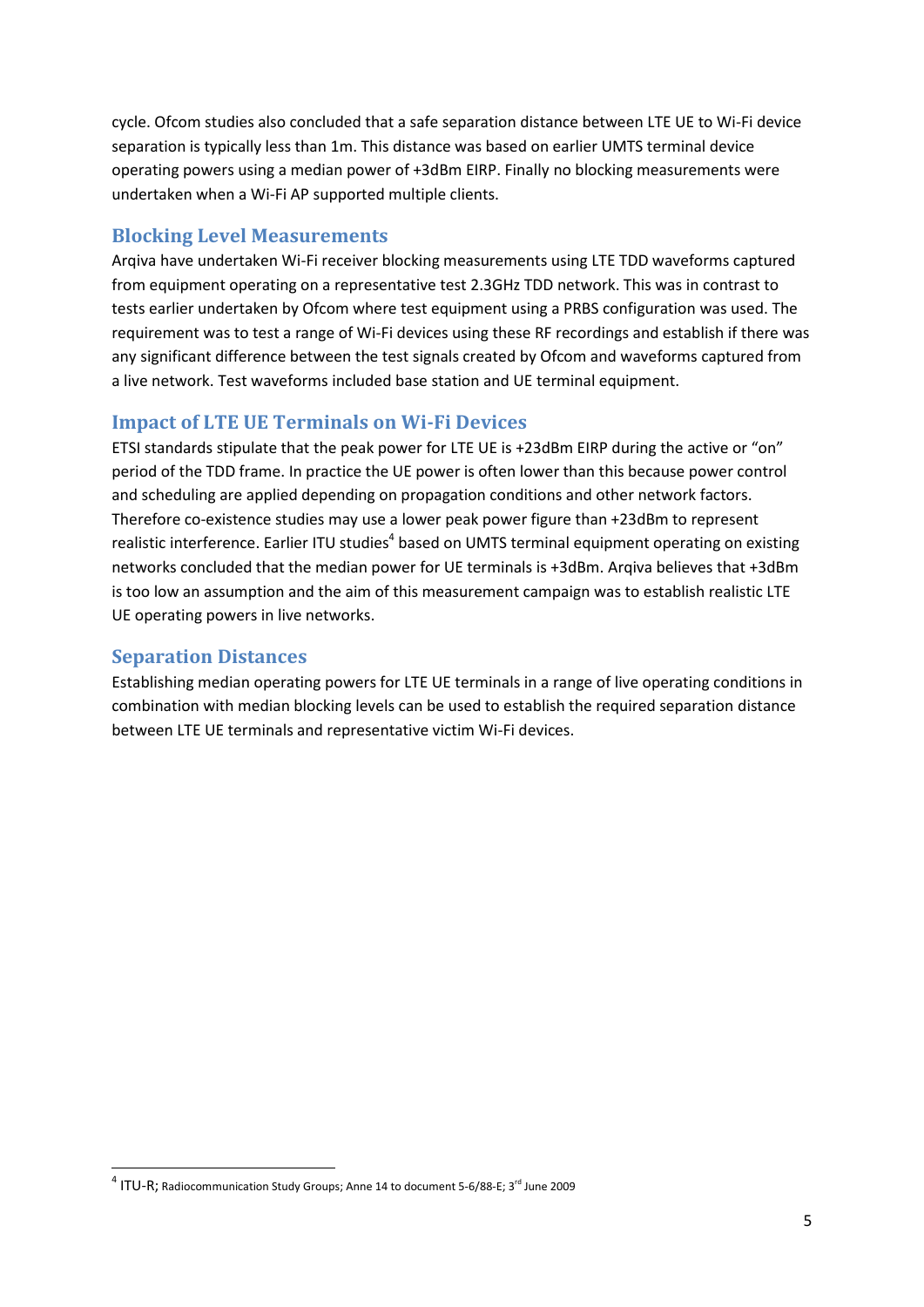cycle. Ofcom studies also concluded that a safe separation distance between LTE UE to Wi-Fi device separation is typically less than 1m. This distance was based on earlier UMTS terminal device operating powers using a median power of +3dBm EIRP. Finally no blocking measurements were undertaken when a Wi-Fi AP supported multiple clients.

## Blocking Level Measurements

Arqiva have undertaken Wi-Fi receiver blocking measurements using LTE TDD waveforms captured from equipment operating on a representative test 2.3GHz TDD network. This was in contrast to tests earlier undertaken by Ofcom where test equipment using a PRBS configuration was used. The requirement was to test a range of Wi-Fi devices using these RF recordings and establish if there was any significant difference between the test signals created by Ofcom and waveforms captured from a live network. Test waveforms included base station and UE terminal equipment.

## Impact of LTE UE Terminals on Wi-Fi Devices

ETSI standards stipulate that the peak power for LTE UE is +23dBm EIRP during the active or "on" period of the TDD frame. In practice the UE power is often lower than this because power control and scheduling are applied depending on propagation conditions and other network factors. Therefore co-existence studies may use a lower peak power figure than +23dBm to represent realistic interference. Earlier ITU studies[4] based on UMTS terminal equipment operating on existing networks concluded that the median power for UE terminals is +3dBm. Arqiva believes that +3dBm is too low an assumption and the aim of this measurement campaign was to establish realistic LTE UE operating powers in live networks.

## Separation Distances

Establishing median operating powers for LTE UE terminals in a range of live operating conditions in combination with median blocking levels can be used to establish the required separation distance between LTE UE terminals and representative victim Wi-Fi devices.

[4] ITU-R; Radiocommunication Study Groups; Anne 14 to document 5-6/88-E; 3rd June 2009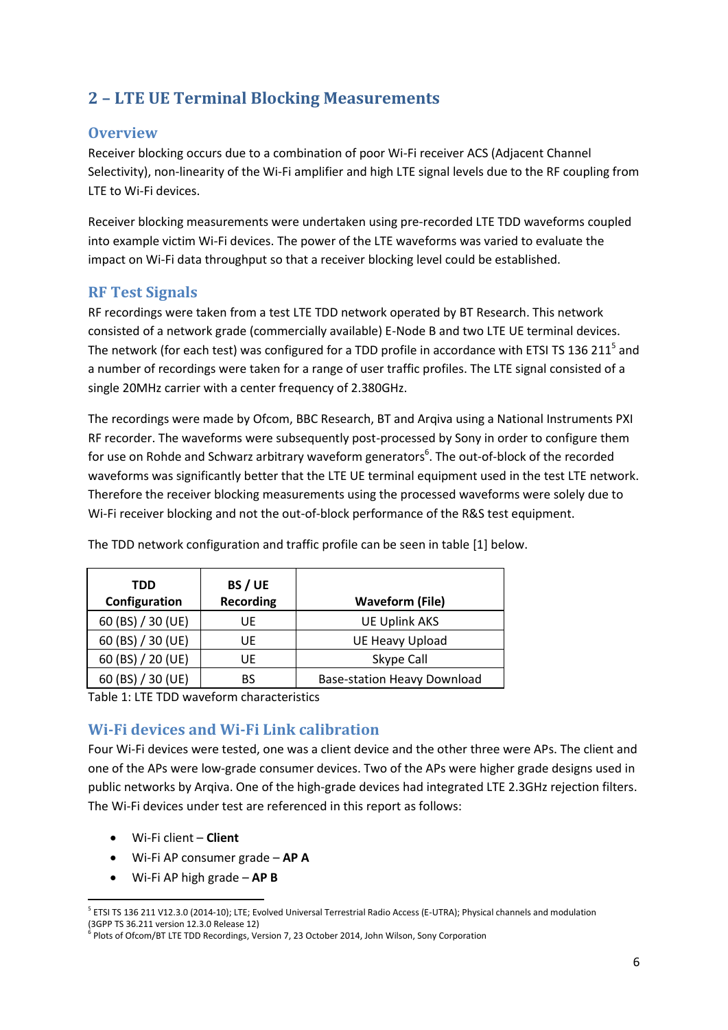## 2 – LTE UE Terminal Blocking Measurements

### Overview

Receiver blocking occurs due to a combination of poor Wi-Fi receiver ACS (Adjacent Channel Selectivity), non-linearity of the Wi-Fi amplifier and high LTE signal levels due to the RF coupling from LTE to Wi-Fi devices.

Receiver blocking measurements were undertaken using pre-recorded LTE TDD waveforms coupled into example victim Wi-Fi devices. The power of the LTE waveforms was varied to evaluate the impact on Wi-Fi data throughput so that a receiver blocking level could be established.

### RF Test Signals

RF recordings were taken from a test LTE TDD network operated by BT Research. This network consisted of a network grade (commercially available) E-Node B and two LTE UE terminal devices. The network (for each test) was configured for a TDD profile in accordance with ETSI TS 136 211[5] and a number of recordings were taken for a range of user traffic profiles. The LTE signal consisted of a single 20MHz carrier with a center frequency of 2.380GHz.

The recordings were made by Ofcom, BBC Research, BT and Arqiva using a National Instruments PXI RF recorder. The waveforms were subsequently post-processed by Sony in order to configure them for use on Rohde and Schwarz arbitrary waveform generators[6]. The out-of-block of the recorded waveforms was significantly better that the LTE UE terminal equipment used in the test LTE network. Therefore the receiver blocking measurements using the processed waveforms were solely due to Wi-Fi receiver blocking and not the out-of-block performance of the R&S test equipment.

The TDD network configuration and traffic profile can be seen in table [1] below.

| TDD Configuration | BS / UE Recording | Waveform (File) |
|---|---|---|
| 60 (BS) / 30 (UE) | UE | UE Uplink AKS |
| 60 (BS) / 30 (UE) | UE | UE Heavy Upload |
| 60 (BS) / 20 (UE) | UE | Skype Call |
| 60 (BS) / 30 (UE) | BS | Base-station Heavy Download |

Table 1: LTE TDD waveform characteristics

### Wi-Fi devices and Wi-Fi Link calibration

Four Wi-Fi devices were tested, one was a client device and the other three were APs. The client and one of the APs were low-grade consumer devices. Two of the APs were higher grade designs used in public networks by Arqiva. One of the high-grade devices had integrated LTE 2.3GHz rejection filters. The Wi-Fi devices under test are referenced in this report as follows:

- Wi-Fi client – **Client**
- Wi-Fi AP consumer grade – **AP A**
- Wi-Fi AP high grade – **AP B**

[5] ETSI TS 136 211 V12.3.0 (2014-10); LTE; Evolved Universal Terrestrial Radio Access (E-UTRA); Physical channels and modulation (3GPP TS 36.211 version 12.3.0 Release 12)

[6] Plots of Ofcom/BT LTE TDD Recordings, Version 7, 23 October 2014, John Wilson, Sony Corporation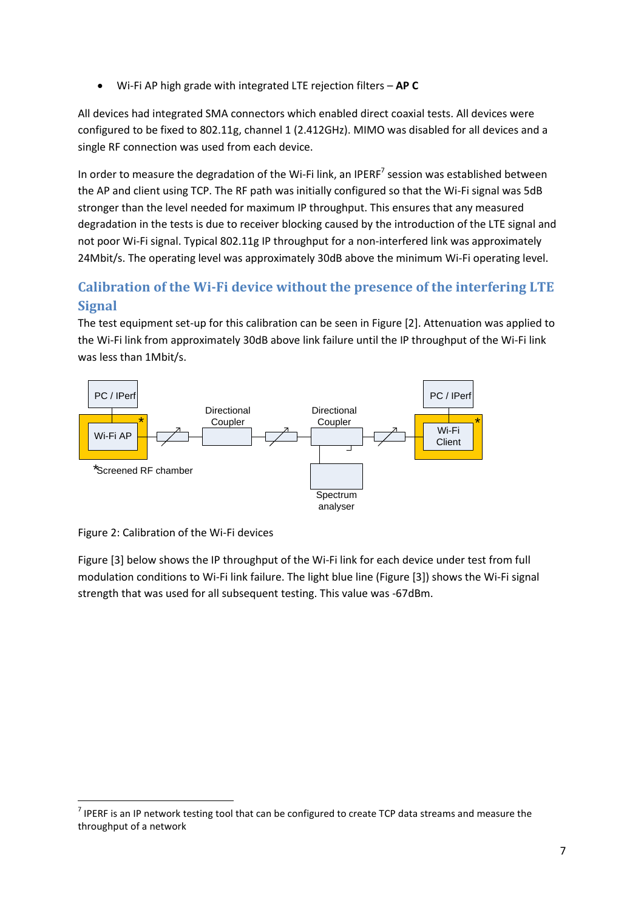- Wi-Fi AP high grade with integrated LTE rejection filters – **AP C**

All devices had integrated SMA connectors which enabled direct coaxial tests. All devices were configured to be fixed to 802.11g, channel 1 (2.412GHz). MIMO was disabled for all devices and a single RF connection was used from each device.

In order to measure the degradation of the Wi-Fi link, an IPERF[7] session was established between the AP and client using TCP. The RF path was initially configured so that the Wi-Fi signal was 5dB stronger than the level needed for maximum IP throughput. This ensures that any measured degradation in the tests is due to receiver blocking caused by the introduction of the LTE signal and not poor Wi-Fi signal. Typical 802.11g IP throughput for a non-interfered link was approximately 24Mbit/s. The operating level was approximately 30dB above the minimum Wi-Fi operating level.

## Calibration of the Wi-Fi device without the presence of the interfering LTE Signal

The test equipment set-up for this calibration can be seen in Figure [2]. Attenuation was applied to the Wi-Fi link from approximately 30dB above link failure until the IP throughput of the Wi-Fi link was less than 1Mbit/s.

Figure 2: Calibration of the Wi-Fi devices

Figure [3] below shows the IP throughput of the Wi-Fi link for each device under test from full modulation conditions to Wi-Fi link failure. The light blue line (Figure [3]) shows the Wi-Fi signal strength that was used for all subsequent testing. This value was -67dBm.

[7] IPERF is an IP network testing tool that can be configured to create TCP data streams and measure the throughput of a network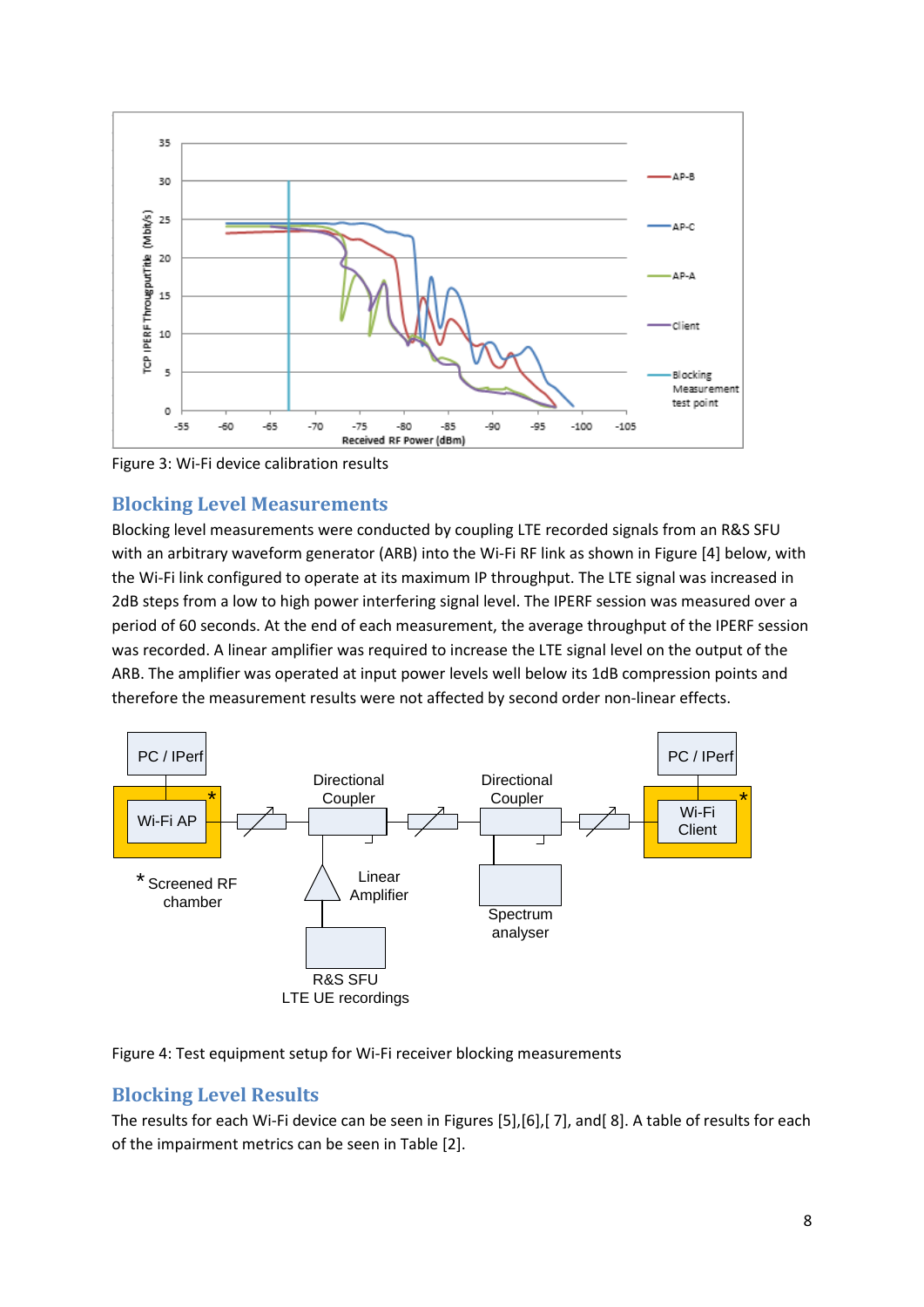Figure 3: Wi-Fi device calibration results

## Blocking Level Measurements

Blocking level measurements were conducted by coupling LTE recorded signals from an R&S SFU with an arbitrary waveform generator (ARB) into the Wi-Fi RF link as shown in Figure [4] below, with the Wi-Fi link configured to operate at its maximum IP throughput. The LTE signal was increased in 2dB steps from a low to high power interfering signal level. The IPERF session was measured over a period of 60 seconds. At the end of each measurement, the average throughput of the IPERF session was recorded. A linear amplifier was required to increase the LTE signal level on the output of the ARB. The amplifier was operated at input power levels well below its 1dB compression points and therefore the measurement results were not affected by second order non-linear effects.

Figure 4: Test equipment setup for Wi-Fi receiver blocking measurements

## Blocking Level Results

The results for each Wi-Fi device can be seen in Figures [5],[6],[ 7], and[ 8]. A table of results for each of the impairment metrics can be seen in Table [2].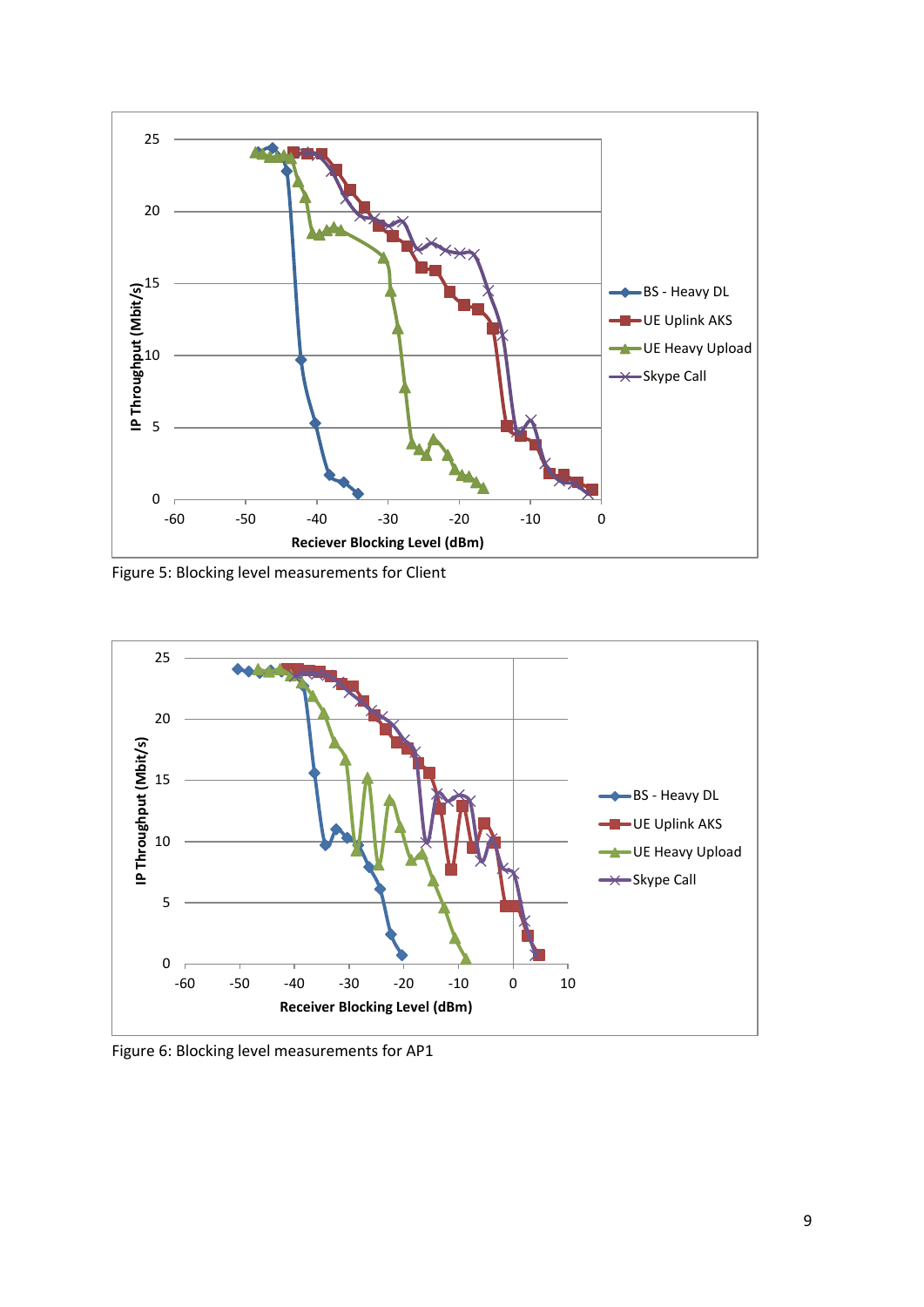Figure 5: Blocking level measurements for Client

Figure 6: Blocking level measurements for AP1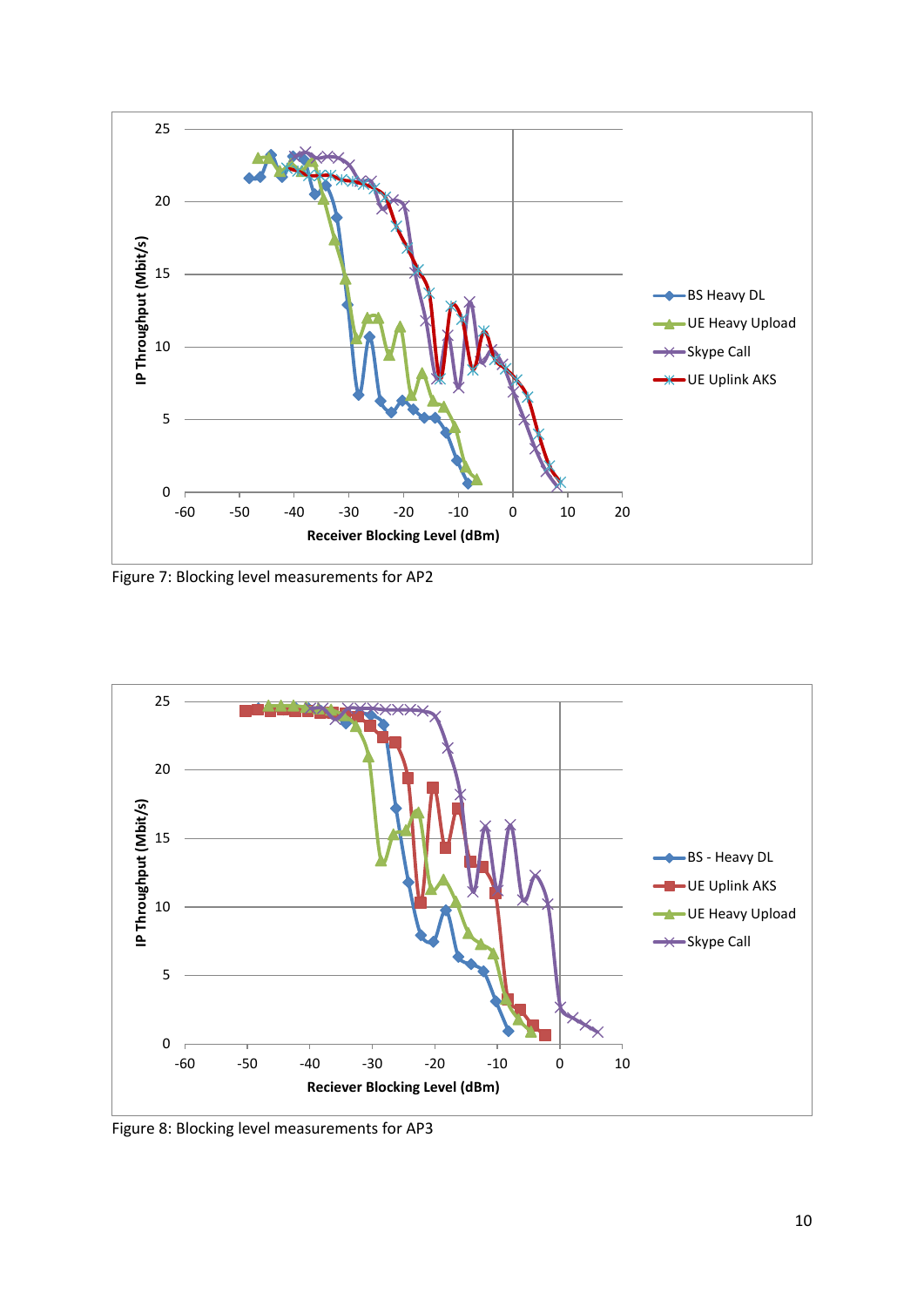Figure 7: Blocking level measurements for AP2

Figure 8: Blocking level measurements for AP3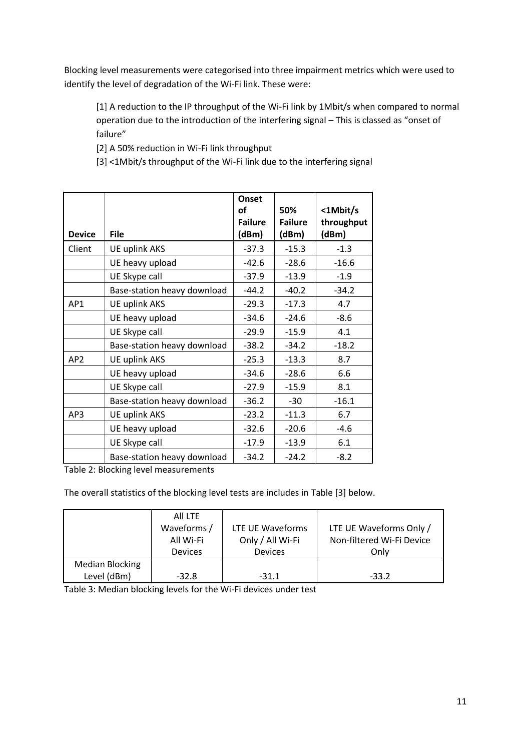Blocking level measurements were categorised into three impairment metrics which were used to identify the level of degradation of the Wi-Fi link. These were:

[1] A reduction to the IP throughput of the Wi-Fi link by 1Mbit/s when compared to normal operation due to the introduction of the interfering signal – This is classed as "onset of failure"

[2] A 50% reduction in Wi-Fi link throughput

[3] <1Mbit/s throughput of the Wi-Fi link due to the interfering signal

| Device | File | Onset of Failure (dBm) | 50% Failure (dBm) | <1Mbit/s throughput (dBm) |
|---|---|---|---|---|
| Client | UE uplink AKS | -37.3 | -15.3 | -1.3 |
| | UE heavy upload | -42.6 | -28.6 | -16.6 |
| | UE Skype call | -37.9 | -13.9 | -1.9 |
| | Base-station heavy download | -44.2 | -40.2 | -34.2 |
| AP1 | UE uplink AKS | -29.3 | -17.3 | 4.7 |
| | UE heavy upload | -34.6 | -24.6 | -8.6 |
| | UE Skype call | -29.9 | -15.9 | 4.1 |
| | Base-station heavy download | -38.2 | -34.2 | -18.2 |
| AP2 | UE uplink AKS | -25.3 | -13.3 | 8.7 |
| | UE heavy upload | -34.6 | -28.6 | 6.6 |
| | UE Skype call | -27.9 | -15.9 | 8.1 |
| | Base-station heavy download | -36.2 | -30 | -16.1 |
| AP3 | UE uplink AKS | -23.2 | -11.3 | 6.7 |
| | UE heavy upload | -32.6 | -20.6 | -4.6 |
| | UE Skype call | -17.9 | -13.9 | 6.1 |
| | Base-station heavy download | -34.2 | -24.2 | -8.2 |

Table 2: Blocking level measurements

The overall statistics of the blocking level tests are includes in Table [3] below.

| | All LTE Waveforms / All Wi-Fi Devices | LTE UE Waveforms Only / All Wi-Fi Devices | LTE UE Waveforms Only / Non-filtered Wi-Fi Device Only |
|---|---|---|---|
| Median Blocking Level (dBm) | -32.8 | -31.1 | -33.2 |

Table 3: Median blocking levels for the Wi-Fi devices under test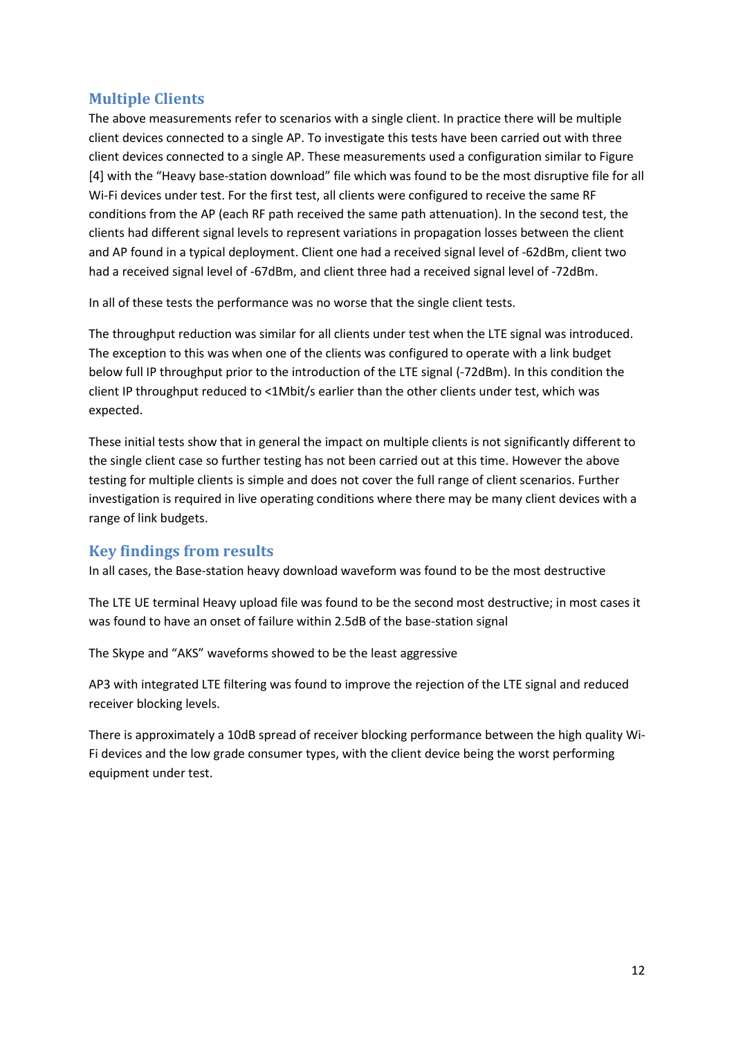## Multiple Clients

The above measurements refer to scenarios with a single client. In practice there will be multiple client devices connected to a single AP. To investigate this tests have been carried out with three client devices connected to a single AP. These measurements used a configuration similar to Figure [4] with the "Heavy base-station download" file which was found to be the most disruptive file for all Wi-Fi devices under test. For the first test, all clients were configured to receive the same RF conditions from the AP (each RF path received the same path attenuation). In the second test, the clients had different signal levels to represent variations in propagation losses between the client and AP found in a typical deployment. Client one had a received signal level of -62dBm, client two had a received signal level of -67dBm, and client three had a received signal level of -72dBm.

In all of these tests the performance was no worse that the single client tests.

The throughput reduction was similar for all clients under test when the LTE signal was introduced. The exception to this was when one of the clients was configured to operate with a link budget below full IP throughput prior to the introduction of the LTE signal (-72dBm). In this condition the client IP throughput reduced to <1Mbit/s earlier than the other clients under test, which was expected.

These initial tests show that in general the impact on multiple clients is not significantly different to the single client case so further testing has not been carried out at this time. However the above testing for multiple clients is simple and does not cover the full range of client scenarios. Further investigation is required in live operating conditions where there may be many client devices with a range of link budgets.

## Key findings from results

In all cases, the Base-station heavy download waveform was found to be the most destructive

The LTE UE terminal Heavy upload file was found to be the second most destructive; in most cases it was found to have an onset of failure within 2.5dB of the base-station signal

The Skype and "AKS" waveforms showed to be the least aggressive

AP3 with integrated LTE filtering was found to improve the rejection of the LTE signal and reduced receiver blocking levels.

There is approximately a 10dB spread of receiver blocking performance between the high quality Wi-Fi devices and the low grade consumer types, with the client device being the worst performing equipment under test.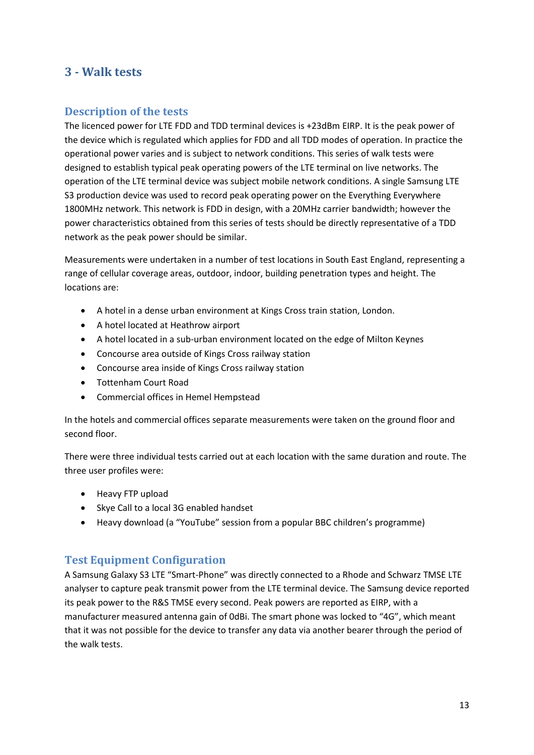# 3 - Walk tests

## Description of the tests

The licenced power for LTE FDD and TDD terminal devices is +23dBm EIRP. It is the peak power of the device which is regulated which applies for FDD and all TDD modes of operation. In practice the operational power varies and is subject to network conditions. This series of walk tests were designed to establish typical peak operating powers of the LTE terminal on live networks. The operation of the LTE terminal device was subject mobile network conditions. A single Samsung LTE S3 production device was used to record peak operating power on the Everything Everywhere 1800MHz network. This network is FDD in design, with a 20MHz carrier bandwidth; however the power characteristics obtained from this series of tests should be directly representative of a TDD network as the peak power should be similar.

Measurements were undertaken in a number of test locations in South East England, representing a range of cellular coverage areas, outdoor, indoor, building penetration types and height. The locations are:

- A hotel in a dense urban environment at Kings Cross train station, London.
- A hotel located at Heathrow airport
- A hotel located in a sub-urban environment located on the edge of Milton Keynes
- Concourse area outside of Kings Cross railway station
- Concourse area inside of Kings Cross railway station
- Tottenham Court Road
- Commercial offices in Hemel Hempstead

In the hotels and commercial offices separate measurements were taken on the ground floor and second floor.

There were three individual tests carried out at each location with the same duration and route. The three user profiles were:

- Heavy FTP upload
- Skye Call to a local 3G enabled handset
- Heavy download (a “YouTube” session from a popular BBC children’s programme)

## Test Equipment Configuration

A Samsung Galaxy S3 LTE “Smart-Phone” was directly connected to a Rhode and Schwarz TMSE LTE analyser to capture peak transmit power from the LTE terminal device. The Samsung device reported its peak power to the R&S TMSE every second. Peak powers are reported as EIRP, with a manufacturer measured antenna gain of 0dBi. The smart phone was locked to “4G”, which meant that it was not possible for the device to transfer any data via another bearer through the period of the walk tests.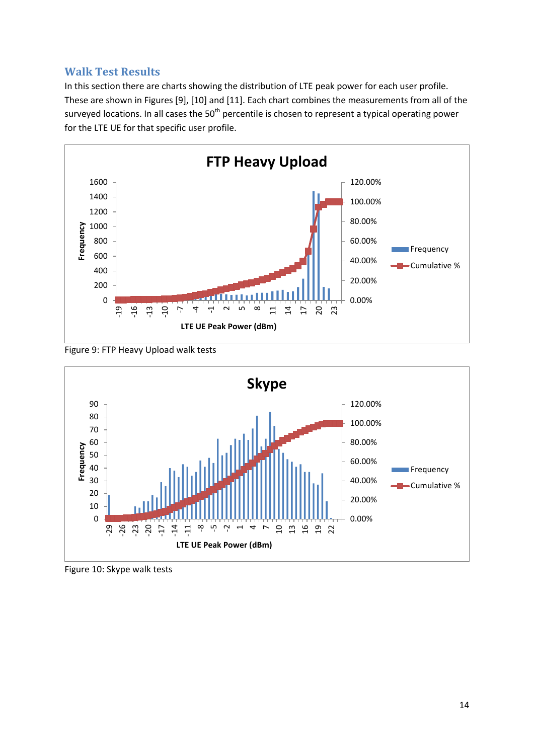## Walk Test Results

In this section there are charts showing the distribution of LTE peak power for each user profile. These are shown in Figures [9], [10] and [11]. Each chart combines the measurements from all of the surveyed locations. In all cases the 50th percentile is chosen to represent a typical operating power for the LTE UE for that specific user profile.

Figure 9: FTP Heavy Upload walk tests

Figure 10: Skype walk tests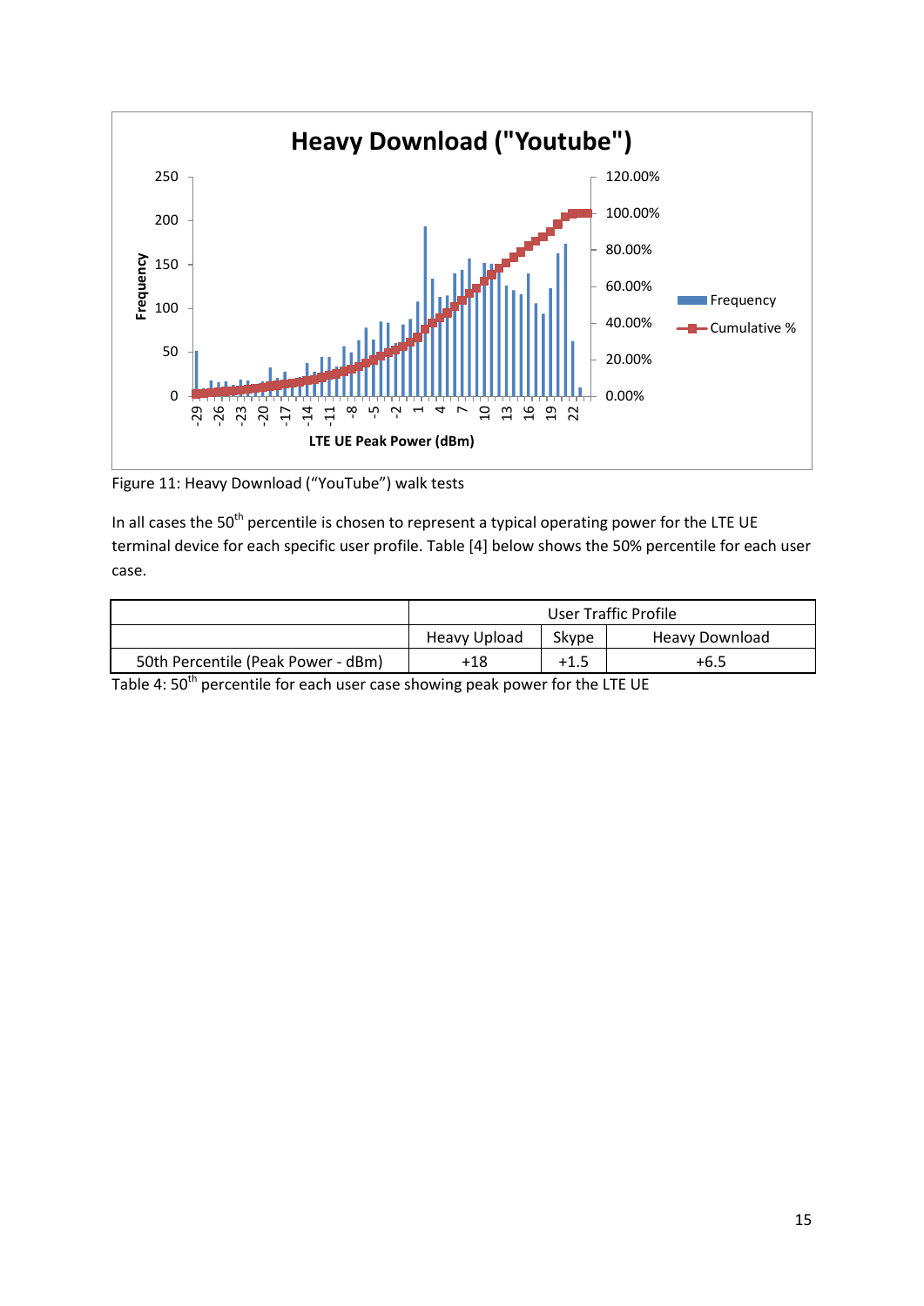Figure 11: Heavy Download (“YouTube”) walk tests

In all cases the 50th percentile is chosen to represent a typical operating power for the LTE UE terminal device for each specific user profile. Table [4] below shows the 50% percentile for each user case.

| | User Traffic Profile | | |
|---|---|---|---|
| | Heavy Upload | Skype | Heavy Download |
| 50th Percentile (Peak Power - dBm) | +18 | +1.5 | +6.5 |

Table 4: 50th percentile for each user case showing peak power for the LTE UE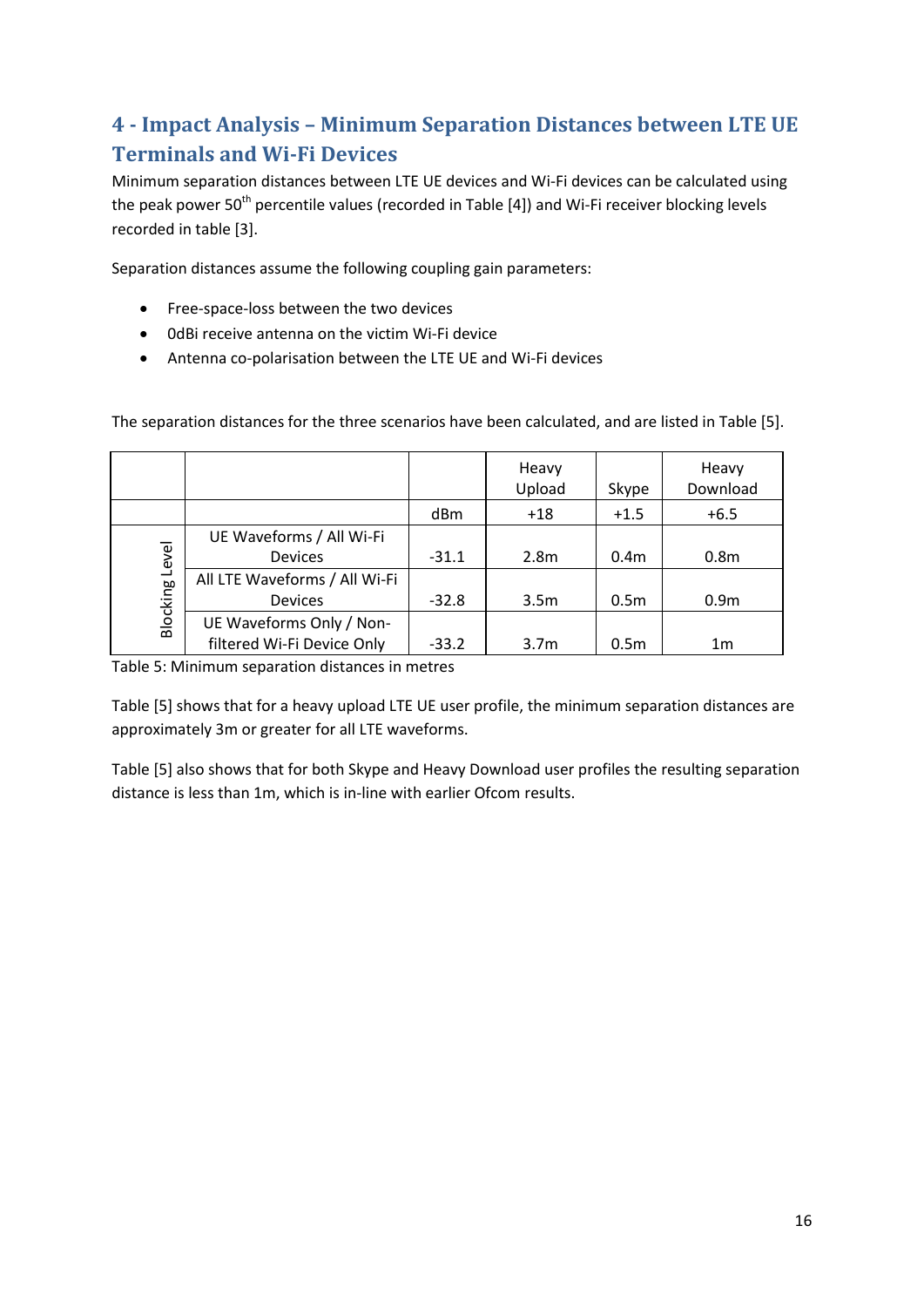## 4 - Impact Analysis – Minimum Separation Distances between LTE UE Terminals and Wi-Fi Devices

Minimum separation distances between LTE UE devices and Wi-Fi devices can be calculated using the peak power 50$^{th}$ percentile values (recorded in Table [4]) and Wi-Fi receiver blocking levels recorded in table [3].

Separation distances assume the following coupling gain parameters:

- Free-space-loss between the two devices
- 0dBi receive antenna on the victim Wi-Fi device
- Antenna co-polarisation between the LTE UE and Wi-Fi devices

The separation distances for the three scenarios have been calculated, and are listed in Table [5].

| | | | Heavy Upload | Skype | Heavy Download |
|---|---|---|---|---|---|
| | | dBm | +18 | +1.5 | +6.5 |
| Blocking Level | UE Waveforms / All Wi-Fi Devices | -31.1 | 2.8m | 0.4m | 0.8m |
| | All LTE Waveforms / All Wi-Fi Devices | -32.8 | 3.5m | 0.5m | 0.9m |
| | UE Waveforms Only / Non-filtered Wi-Fi Device Only | -33.2 | 3.7m | 0.5m | 1m |

Table 5: Minimum separation distances in metres

Table [5] shows that for a heavy upload LTE UE user profile, the minimum separation distances are approximately 3m or greater for all LTE waveforms.

Table [5] also shows that for both Skype and Heavy Download user profiles the resulting separation distance is less than 1m, which is in-line with earlier Ofcom results.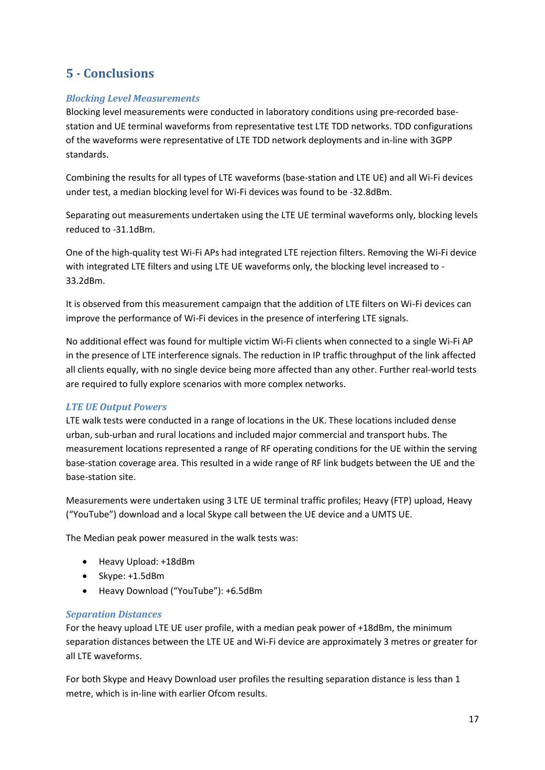## 5 - Conclusions

### *Blocking Level Measurements*

Blocking level measurements were conducted in laboratory conditions using pre-recorded base-station and UE terminal waveforms from representative test LTE TDD networks. TDD configurations of the waveforms were representative of LTE TDD network deployments and in-line with 3GPP standards.

Combining the results for all types of LTE waveforms (base-station and LTE UE) and all Wi-Fi devices under test, a median blocking level for Wi-Fi devices was found to be -32.8dBm.

Separating out measurements undertaken using the LTE UE terminal waveforms only, blocking levels reduced to -31.1dBm.

One of the high-quality test Wi-Fi APs had integrated LTE rejection filters. Removing the Wi-Fi device with integrated LTE filters and using LTE UE waveforms only, the blocking level increased to -33.2dBm.

It is observed from this measurement campaign that the addition of LTE filters on Wi-Fi devices can improve the performance of Wi-Fi devices in the presence of interfering LTE signals.

No additional effect was found for multiple victim Wi-Fi clients when connected to a single Wi-Fi AP in the presence of LTE interference signals. The reduction in IP traffic throughput of the link affected all clients equally, with no single device being more affected than any other. Further real-world tests are required to fully explore scenarios with more complex networks.

### *LTE UE Output Powers*

LTE walk tests were conducted in a range of locations in the UK. These locations included dense urban, sub-urban and rural locations and included major commercial and transport hubs. The measurement locations represented a range of RF operating conditions for the UE within the serving base-station coverage area. This resulted in a wide range of RF link budgets between the UE and the base-station site.

Measurements were undertaken using 3 LTE UE terminal traffic profiles; Heavy (FTP) upload, Heavy ("YouTube") download and a local Skype call between the UE device and a UMTS UE.

The Median peak power measured in the walk tests was:

- Heavy Upload: +18dBm
- Skype: +1.5dBm
- Heavy Download ("YouTube"): +6.5dBm

### *Separation Distances*

For the heavy upload LTE UE user profile, with a median peak power of +18dBm, the minimum separation distances between the LTE UE and Wi-Fi device are approximately 3 metres or greater for all LTE waveforms.

For both Skype and Heavy Download user profiles the resulting separation distance is less than 1 metre, which is in-line with earlier Ofcom results.